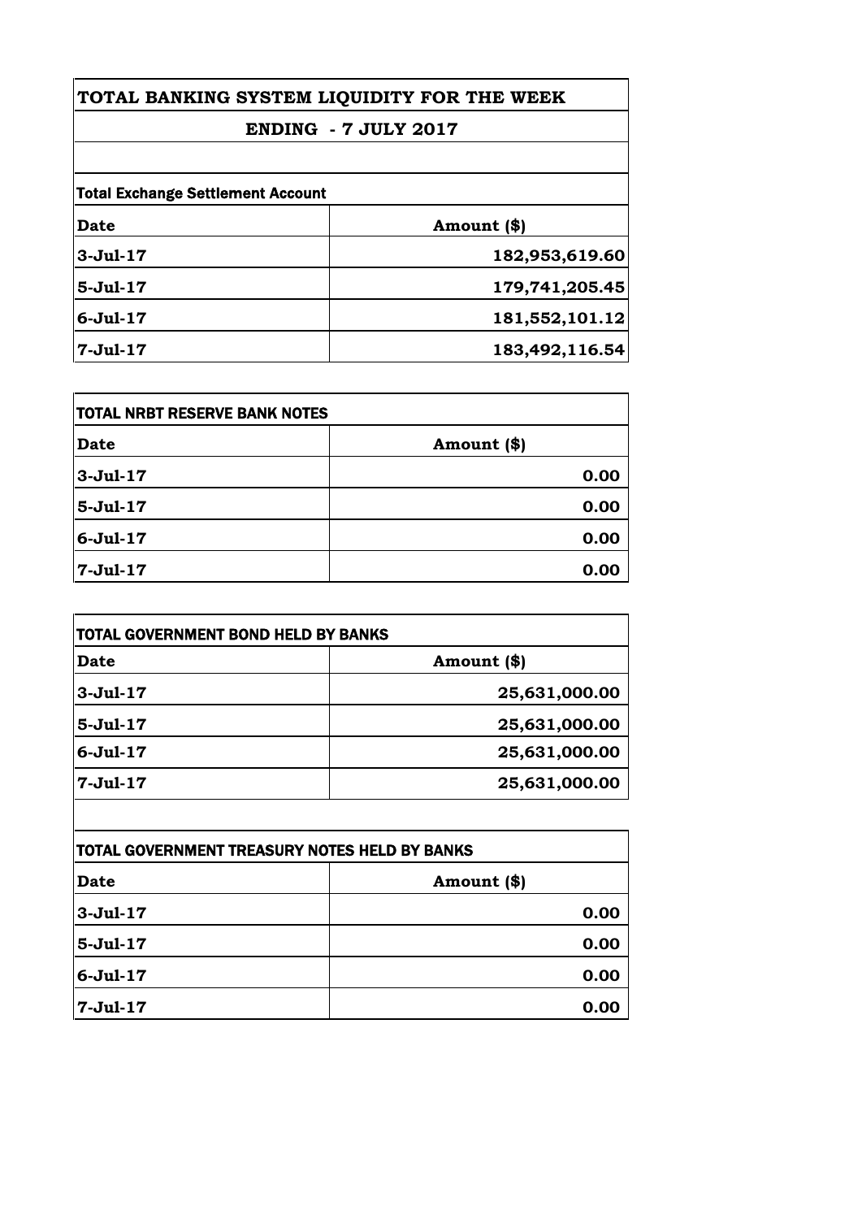# TOTAL BANKING SYSTEM LIQUIDITY FOR THE WEEK

## ENDING - 7 JULY 2017

| Total Exchange Settlement Account | |
|---|---|
| **Date** | **Amount ($)** |
| **3-Jul-17** | **182,953,619.60** |
| **5-Jul-17** | **179,741,205.45** |
| **6-Jul-17** | **181,552,101.12** |
| **7-Jul-17** | **183,492,116.54** |

| TOTAL NRBT RESERVE BANK NOTES | |
|---|---|
| **Date** | **Amount ($)** |
| **3-Jul-17** | **0.00** |
| **5-Jul-17** | **0.00** |
| **6-Jul-17** | **0.00** |
| **7-Jul-17** | **0.00** |

| TOTAL GOVERNMENT BOND HELD BY BANKS | |
|---|---|
| **Date** | **Amount ($)** |
| **3-Jul-17** | **25,631,000.00** |
| **5-Jul-17** | **25,631,000.00** |
| **6-Jul-17** | **25,631,000.00** |
| **7-Jul-17** | **25,631,000.00** |

| TOTAL GOVERNMENT TREASURY NOTES HELD BY BANKS | |
|---|---|
| **Date** | **Amount ($)** |
| **3-Jul-17** | **0.00** |
| **5-Jul-17** | **0.00** |
| **6-Jul-17** | **0.00** |
| **7-Jul-17** | **0.00** |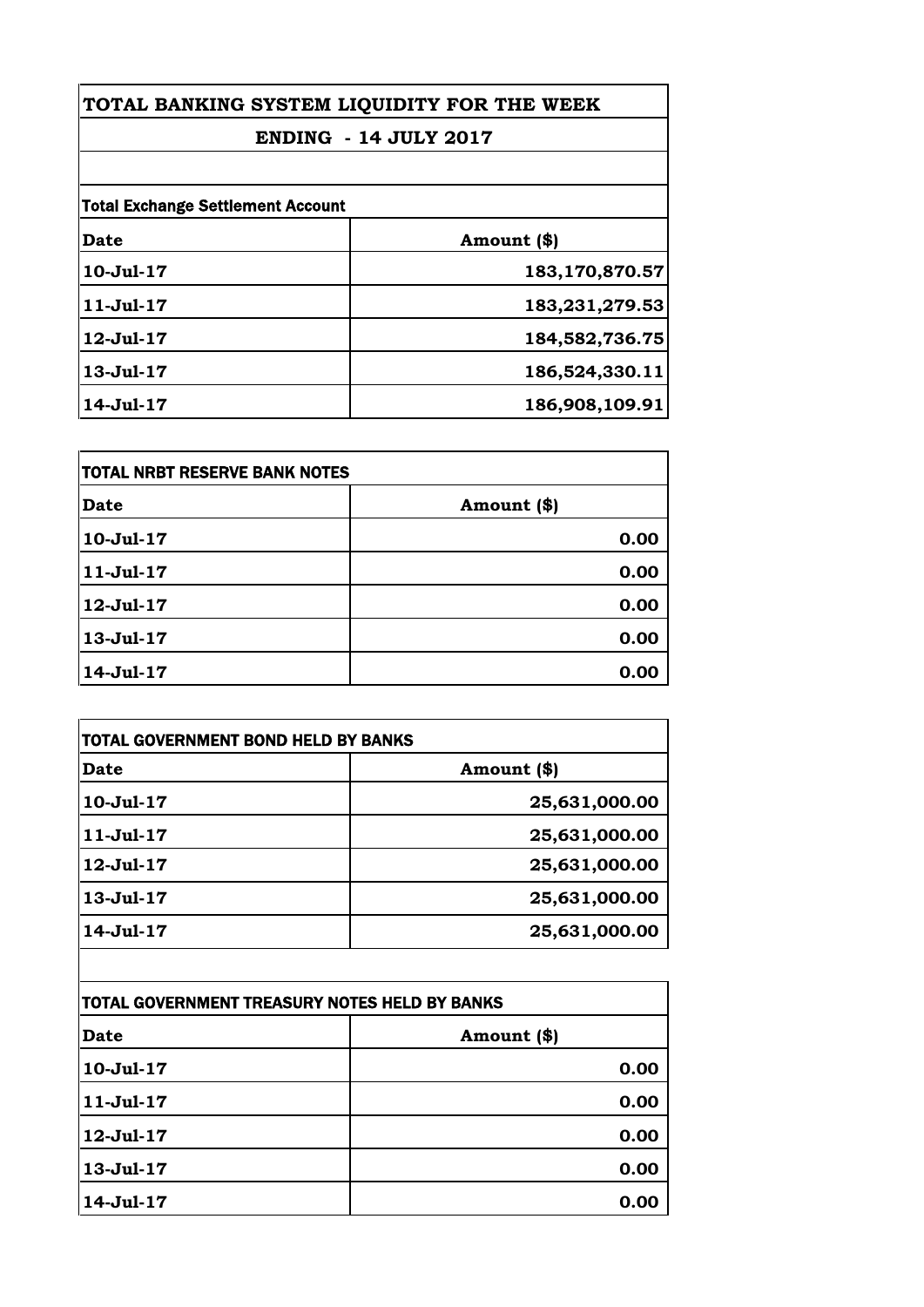# TOTAL BANKING SYSTEM LIQUIDITY FOR THE WEEK

## ENDING - 14 JULY 2017

| Total Exchange Settlement Account | |
|---|---|
| **Date** | **Amount ($)** |
| 10-Jul-17 | 183,170,870.57 |
| 11-Jul-17 | 183,231,279.53 |
| 12-Jul-17 | 184,582,736.75 |
| 13-Jul-17 | 186,524,330.11 |
| 14-Jul-17 | 186,908,109.91 |

| TOTAL NRBT RESERVE BANK NOTES | |
|---|---|
| **Date** | **Amount ($)** |
| 10-Jul-17 | 0.00 |
| 11-Jul-17 | 0.00 |
| 12-Jul-17 | 0.00 |
| 13-Jul-17 | 0.00 |
| 14-Jul-17 | 0.00 |

| TOTAL GOVERNMENT BOND HELD BY BANKS | |
|---|---|
| **Date** | **Amount ($)** |
| 10-Jul-17 | 25,631,000.00 |
| 11-Jul-17 | 25,631,000.00 |
| 12-Jul-17 | 25,631,000.00 |
| 13-Jul-17 | 25,631,000.00 |
| 14-Jul-17 | 25,631,000.00 |

| TOTAL GOVERNMENT TREASURY NOTES HELD BY BANKS | |
|---|---|
| **Date** | **Amount ($)** |
| 10-Jul-17 | 0.00 |
| 11-Jul-17 | 0.00 |
| 12-Jul-17 | 0.00 |
| 13-Jul-17 | 0.00 |
| 14-Jul-17 | 0.00 |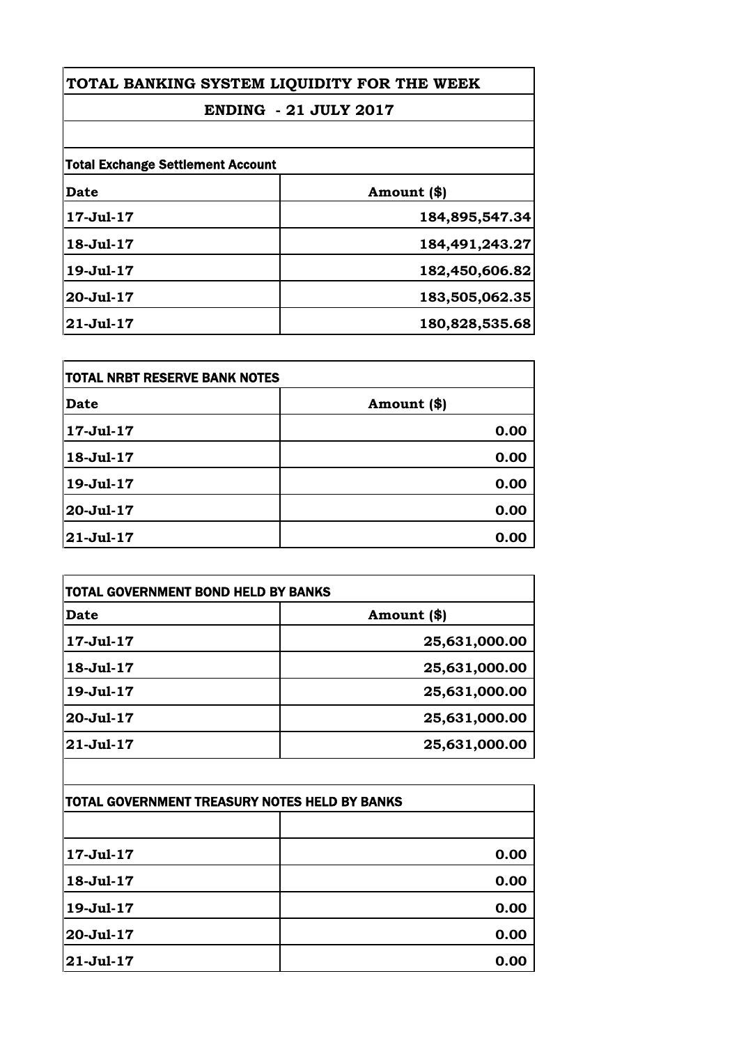# TOTAL BANKING SYSTEM LIQUIDITY FOR THE WEEK

## ENDING - 21 JULY 2017

**Total Exchange Settlement Account**

| Date | Amount ($) |
| --- | --- |
| 17-Jul-17 | 184,895,547.34 |
| 18-Jul-17 | 184,491,243.27 |
| 19-Jul-17 | 182,450,606.82 |
| 20-Jul-17 | 183,505,062.35 |
| 21-Jul-17 | 180,828,535.68 |

**TOTAL NRBT RESERVE BANK NOTES**

| Date | Amount ($) |
| --- | --- |
| 17-Jul-17 | 0.00 |
| 18-Jul-17 | 0.00 |
| 19-Jul-17 | 0.00 |
| 20-Jul-17 | 0.00 |
| 21-Jul-17 | 0.00 |

**TOTAL GOVERNMENT BOND HELD BY BANKS**

| Date | Amount ($) |
| --- | --- |
| 17-Jul-17 | 25,631,000.00 |
| 18-Jul-17 | 25,631,000.00 |
| 19-Jul-17 | 25,631,000.00 |
| 20-Jul-17 | 25,631,000.00 |
| 21-Jul-17 | 25,631,000.00 |

**TOTAL GOVERNMENT TREASURY NOTES HELD BY BANKS**

| | |
| --- | --- |
| 17-Jul-17 | 0.00 |
| 18-Jul-17 | 0.00 |
| 19-Jul-17 | 0.00 |
| 20-Jul-17 | 0.00 |
| 21-Jul-17 | 0.00 |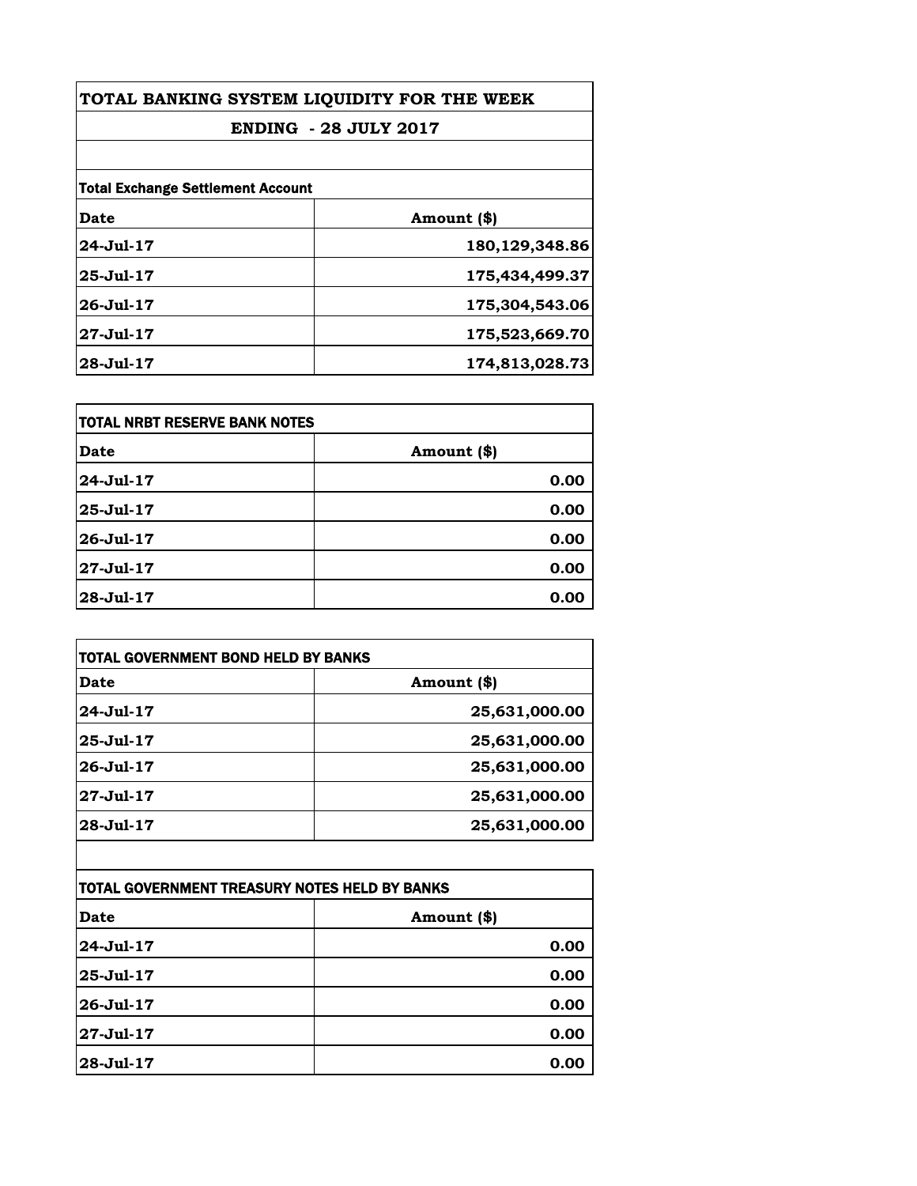# TOTAL BANKING SYSTEM LIQUIDITY FOR THE WEEK

## ENDING - 28 JULY 2017

| Total Exchange Settlement Account | |
|---|---|
| **Date** | **Amount ($)** |
| 24-Jul-17 | 180,129,348.86 |
| 25-Jul-17 | 175,434,499.37 |
| 26-Jul-17 | 175,304,543.06 |
| 27-Jul-17 | 175,523,669.70 |
| 28-Jul-17 | 174,813,028.73 |

| TOTAL NRBT RESERVE BANK NOTES | |
|---|---|
| **Date** | **Amount ($)** |
| 24-Jul-17 | 0.00 |
| 25-Jul-17 | 0.00 |
| 26-Jul-17 | 0.00 |
| 27-Jul-17 | 0.00 |
| 28-Jul-17 | 0.00 |

| TOTAL GOVERNMENT BOND HELD BY BANKS | |
|---|---|
| **Date** | **Amount ($)** |
| 24-Jul-17 | 25,631,000.00 |
| 25-Jul-17 | 25,631,000.00 |
| 26-Jul-17 | 25,631,000.00 |
| 27-Jul-17 | 25,631,000.00 |
| 28-Jul-17 | 25,631,000.00 |

| TOTAL GOVERNMENT TREASURY NOTES HELD BY BANKS | |
|---|---|
| **Date** | **Amount ($)** |
| 24-Jul-17 | 0.00 |
| 25-Jul-17 | 0.00 |
| 26-Jul-17 | 0.00 |
| 27-Jul-17 | 0.00 |
| 28-Jul-17 | 0.00 |